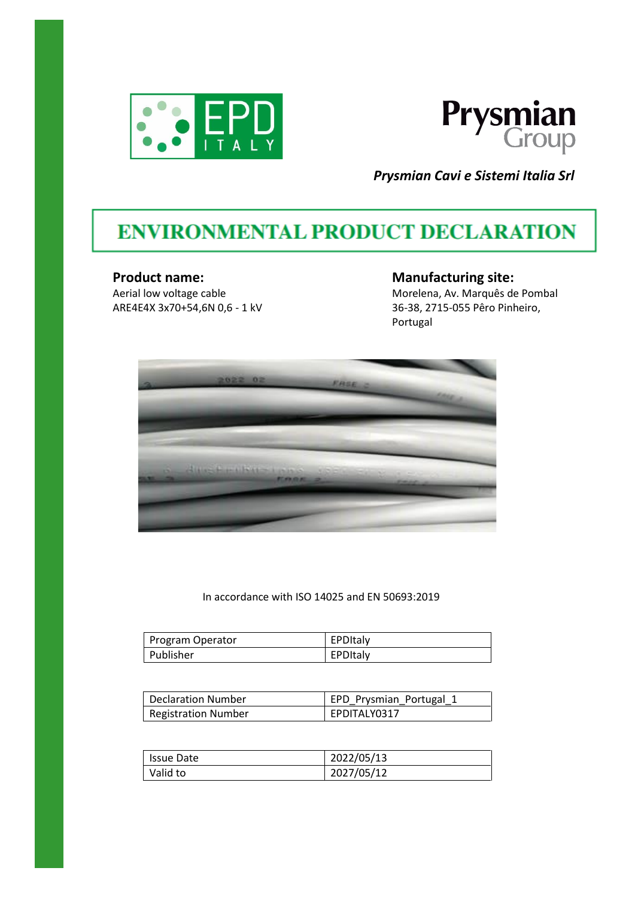Prysmian Group

*Prysmian Cavi e Sistemi Italia Srl*

# ENVIRONMENTAL PRODUCT DECLARATION

**Product name:**
Aerial low voltage cable
ARE4E4X 3x70+54,6N 0,6 - 1 kV

**Manufacturing site:**
Morelena, Av. Marquês de Pombal 36-38, 2715-055 Pêro Pinheiro, Portugal

In accordance with ISO 14025 and EN 50693:2019

| Program Operator | EPDItaly |
| --- | --- |
| Publisher | EPDItaly |

| Declaration Number | EPD_Prysmian_Portugal_1 |
| --- | --- |
| Registration Number | EPDITALY0317 |

| Issue Date | 2022/05/13 |
| --- | --- |
| Valid to | 2027/05/12 |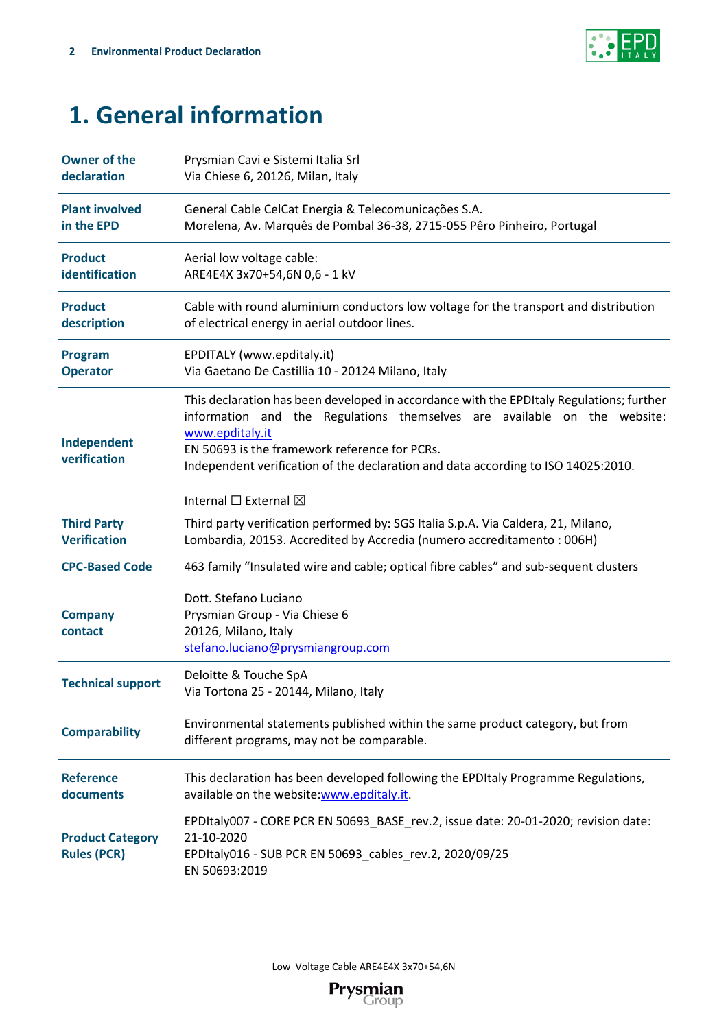# 1. General information

| | |
|---|---|
| **Owner of the declaration** | Prysmian Cavi e Sistemi Italia Srl<br>Via Chiese 6, 20126, Milan, Italy |
| **Plant involved in the EPD** | General Cable CelCat Energia & Telecomunicações S.A.<br>Morelena, Av. Marquês de Pombal 36-38, 2715-055 Pêro Pinheiro, Portugal |
| **Product identification** | Aerial low voltage cable:<br>ARE4E4X 3x70+54,6N 0,6 - 1 kV |
| **Product description** | Cable with round aluminium conductors low voltage for the transport and distribution of electrical energy in aerial outdoor lines. |
| **Program Operator** | EPDITALY (www.epditaly.it)<br>Via Gaetano De Castillia 10 - 20124 Milano, Italy |
| **Independent verification** | This declaration has been developed in accordance with the EPDItaly Regulations; further information and the Regulations themselves are available on the website: www.epditaly.it<br>EN 50693 is the framework reference for PCRs.<br>Independent verification of the declaration and data according to ISO 14025:2010.<br><br>Internal ☐ External ☒ |
| **Third Party Verification** | Third party verification performed by: SGS Italia S.p.A. Via Caldera, 21, Milano, Lombardia, 20153. Accredited by Accredia (numero accreditamento : 006H) |
| **CPC-Based Code** | 463 family "Insulated wire and cable; optical fibre cables" and sub-sequent clusters |
| **Company contact** | Dott. Stefano Luciano<br>Prysmian Group - Via Chiese 6<br>20126, Milano, Italy<br>stefano.luciano@prysmiangroup.com |
| **Technical support** | Deloitte & Touche SpA<br>Via Tortona 25 - 20144, Milano, Italy |
| **Comparability** | Environmental statements published within the same product category, but from different programs, may not be comparable. |
| **Reference documents** | This declaration has been developed following the EPDItaly Programme Regulations, available on the website:www.epditaly.it. |
| **Product Category Rules (PCR)** | EPDItaly007 - CORE PCR EN 50693_BASE_rev.2, issue date: 20-01-2020; revision date: 21-10-2020<br>EPDItaly016 - SUB PCR EN 50693_cables_rev.2, 2020/09/25<br>EN 50693:2019 |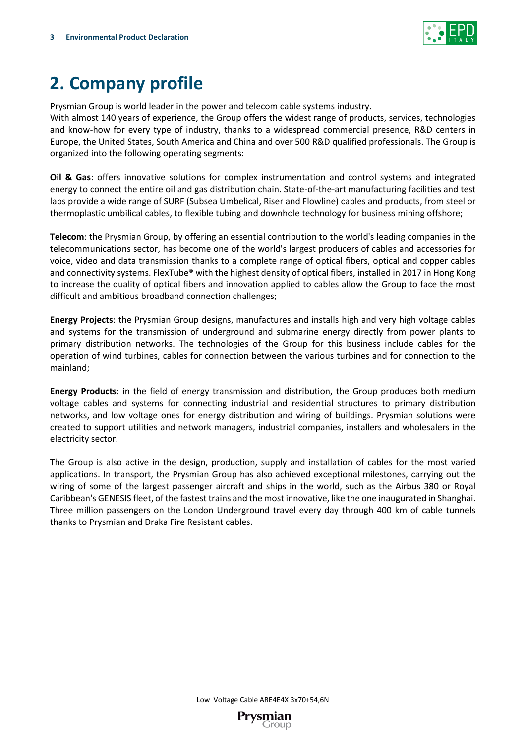# 2. Company profile

Prysmian Group is world leader in the power and telecom cable systems industry.
With almost 140 years of experience, the Group offers the widest range of products, services, technologies and know-how for every type of industry, thanks to a widespread commercial presence, R&D centers in Europe, the United States, South America and China and over 500 R&D qualified professionals. The Group is organized into the following operating segments:

**Oil & Gas**: offers innovative solutions for complex instrumentation and control systems and integrated energy to connect the entire oil and gas distribution chain. State-of-the-art manufacturing facilities and test labs provide a wide range of SURF (Subsea Umbelical, Riser and Flowline) cables and products, from steel or thermoplastic umbilical cables, to flexible tubing and downhole technology for business mining offshore;

**Telecom**: the Prysmian Group, by offering an essential contribution to the world's leading companies in the telecommunications sector, has become one of the world's largest producers of cables and accessories for voice, video and data transmission thanks to a complete range of optical fibers, optical and copper cables and connectivity systems. FlexTube® with the highest density of optical fibers, installed in 2017 in Hong Kong to increase the quality of optical fibers and innovation applied to cables allow the Group to face the most difficult and ambitious broadband connection challenges;

**Energy Projects**: the Prysmian Group designs, manufactures and installs high and very high voltage cables and systems for the transmission of underground and submarine energy directly from power plants to primary distribution networks. The technologies of the Group for this business include cables for the operation of wind turbines, cables for connection between the various turbines and for connection to the mainland;

**Energy Products**: in the field of energy transmission and distribution, the Group produces both medium voltage cables and systems for connecting industrial and residential structures to primary distribution networks, and low voltage ones for energy distribution and wiring of buildings. Prysmian solutions were created to support utilities and network managers, industrial companies, installers and wholesalers in the electricity sector.

The Group is also active in the design, production, supply and installation of cables for the most varied applications. In transport, the Prysmian Group has also achieved exceptional milestones, carrying out the wiring of some of the largest passenger aircraft and ships in the world, such as the Airbus 380 or Royal Caribbean's GENESIS fleet, of the fastest trains and the most innovative, like the one inaugurated in Shanghai. Three million passengers on the London Underground travel every day through 400 km of cable tunnels thanks to Prysmian and Draka Fire Resistant cables.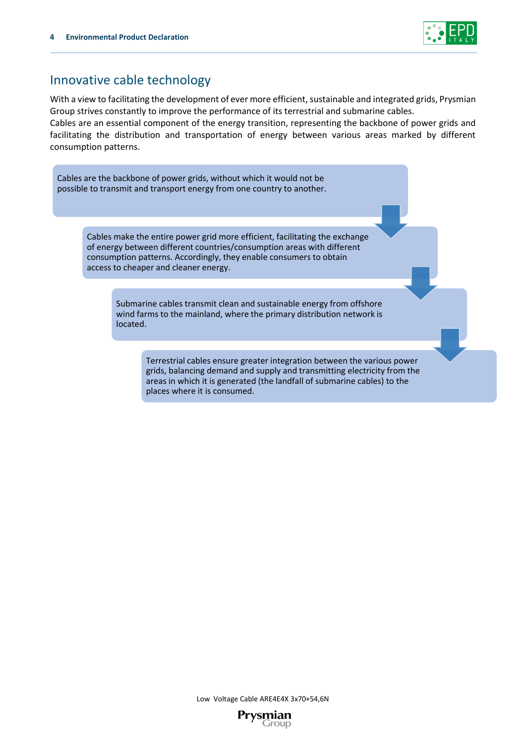## Innovative cable technology

With a view to facilitating the development of ever more efficient, sustainable and integrated grids, Prysmian Group strives constantly to improve the performance of its terrestrial and submarine cables.
Cables are an essential component of the energy transition, representing the backbone of power grids and facilitating the distribution and transportation of energy between various areas marked by different consumption patterns.

Cables are the backbone of power grids, without which it would not be possible to transmit and transport energy from one country to another.

Cables make the entire power grid more efficient, facilitating the exchange of energy between different countries/consumption areas with different consumption patterns. Accordingly, they enable consumers to obtain access to cheaper and cleaner energy.

Submarine cables transmit clean and sustainable energy from offshore wind farms to the mainland, where the primary distribution network is located.

Terrestrial cables ensure greater integration between the various power grids, balancing demand and supply and transmitting electricity from the areas in which it is generated (the landfall of submarine cables) to the places where it is consumed.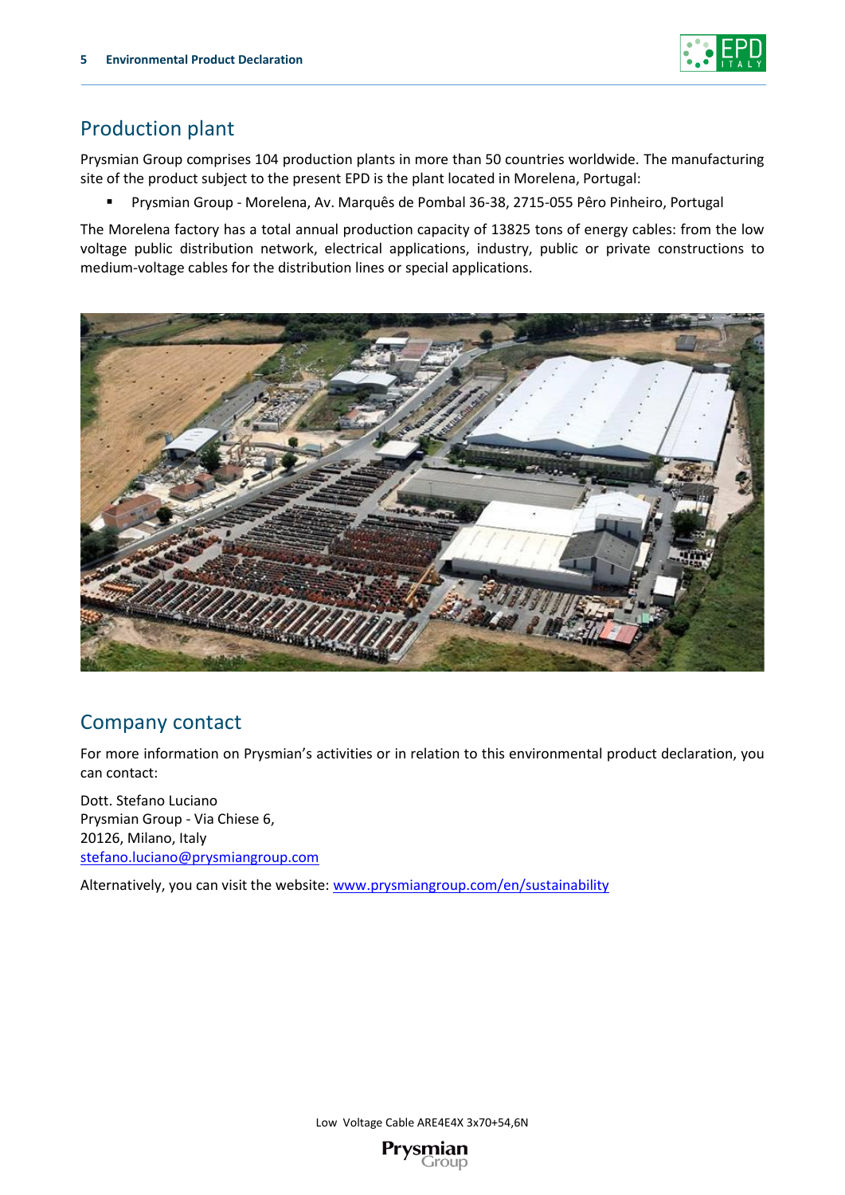## Production plant

Prysmian Group comprises 104 production plants in more than 50 countries worldwide. The manufacturing site of the product subject to the present EPD is the plant located in Morelena, Portugal:

- Prysmian Group - Morelena, Av. Marquês de Pombal 36-38, 2715-055 Pêro Pinheiro, Portugal

The Morelena factory has a total annual production capacity of 13825 tons of energy cables: from the low voltage public distribution network, electrical applications, industry, public or private constructions to medium-voltage cables for the distribution lines or special applications.

## Company contact

For more information on Prysmian's activities or in relation to this environmental product declaration, you can contact:

Dott. Stefano Luciano
Prysmian Group - Via Chiese 6,
20126, Milano, Italy
stefano.luciano@prysmiangroup.com

Alternatively, you can visit the website: www.prysmiangroup.com/en/sustainability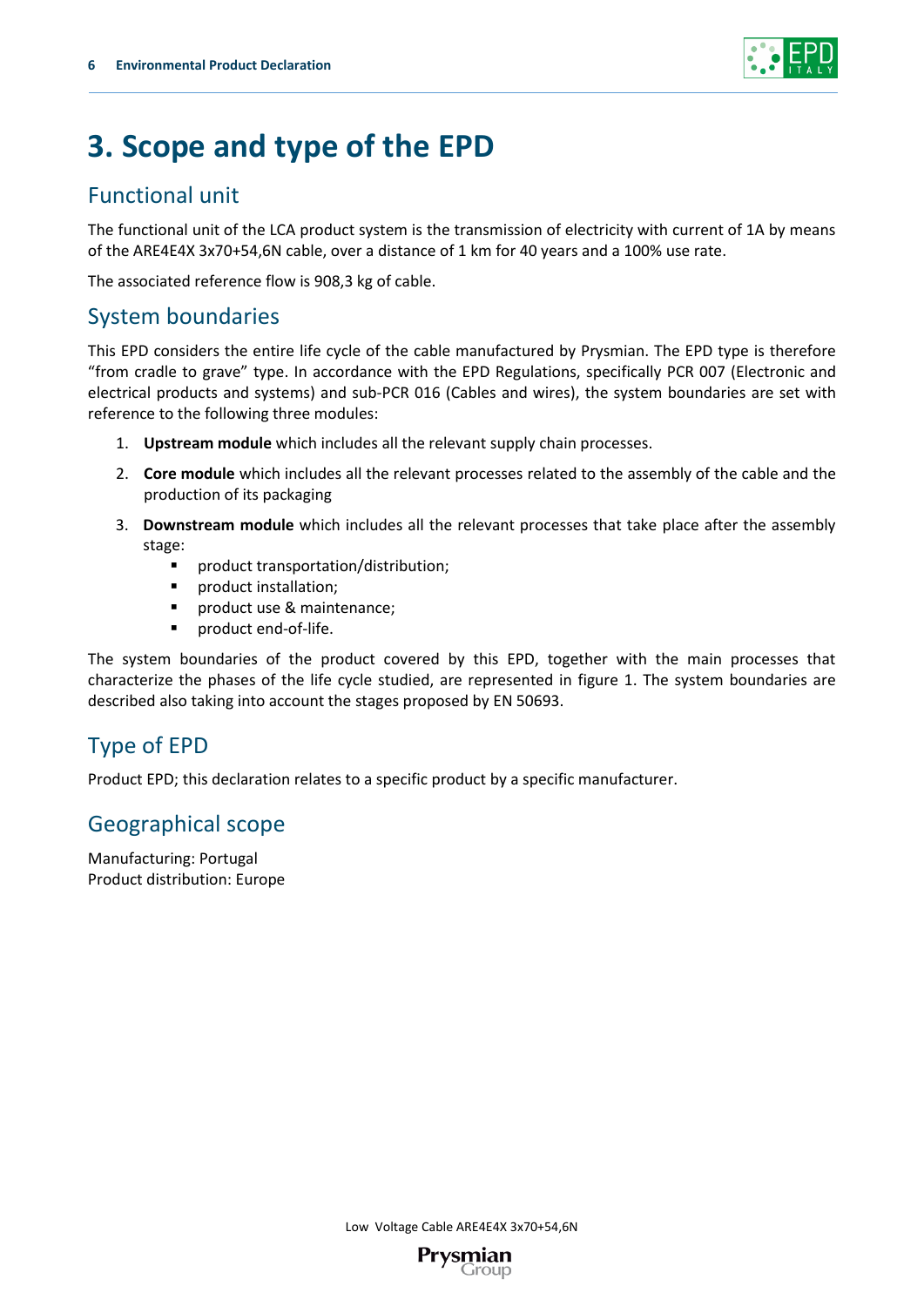# 3. Scope and type of the EPD

## Functional unit

The functional unit of the LCA product system is the transmission of electricity with current of 1A by means of the ARE4E4X 3x70+54,6N cable, over a distance of 1 km for 40 years and a 100% use rate.

The associated reference flow is 908,3 kg of cable.

## System boundaries

This EPD considers the entire life cycle of the cable manufactured by Prysmian. The EPD type is therefore "from cradle to grave" type. In accordance with the EPD Regulations, specifically PCR 007 (Electronic and electrical products and systems) and sub-PCR 016 (Cables and wires), the system boundaries are set with reference to the following three modules:

1. **Upstream module** which includes all the relevant supply chain processes.
2. **Core module** which includes all the relevant processes related to the assembly of the cable and the production of its packaging
3. **Downstream module** which includes all the relevant processes that take place after the assembly stage:
   - product transportation/distribution;
   - product installation;
   - product use & maintenance;
   - product end-of-life.

The system boundaries of the product covered by this EPD, together with the main processes that characterize the phases of the life cycle studied, are represented in figure 1. The system boundaries are described also taking into account the stages proposed by EN 50693.

## Type of EPD

Product EPD; this declaration relates to a specific product by a specific manufacturer.

## Geographical scope

Manufacturing: Portugal
Product distribution: Europe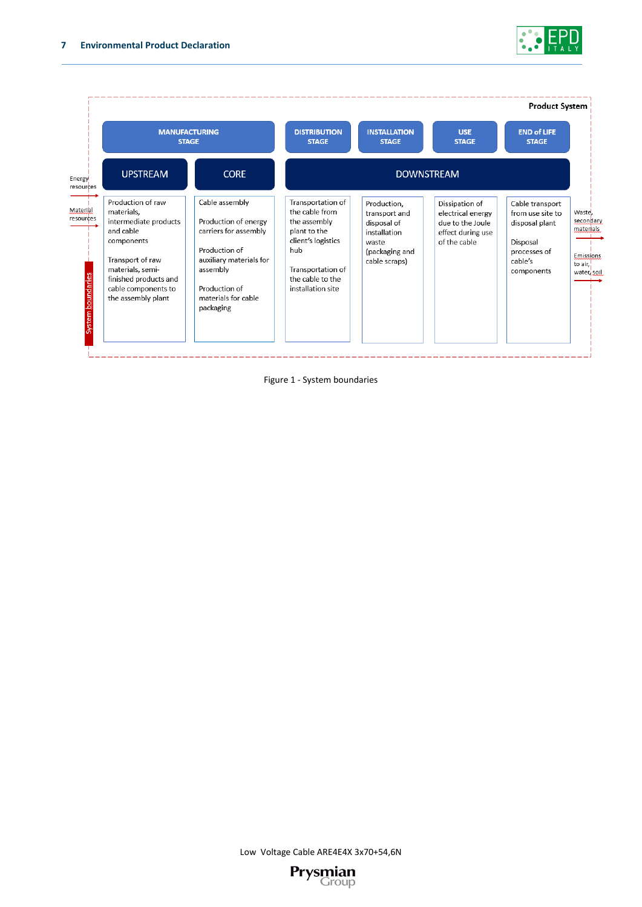Product System

| MANUFACTURING STAGE | | DISTRIBUTION STAGE | INSTALLATION STAGE | USE STAGE | END of LIFE STAGE |
|---|---|---|---|---|---|
| UPSTREAM | CORE | DOWNSTREAM | | | |
| Production of raw materials, intermediate products and cable components<br><br>Transport of raw materials, semi-finished products and cable components to the assembly plant | Cable assembly<br><br>Production of energy carriers for assembly<br><br>Production of auxiliary materials for assembly<br><br>Production of materials for cable packaging | Transportation of the cable from the assembly plant to the client's logistics hub<br><br>Transportation of the cable to the installation site | Production, transport and disposal of installation waste (packaging and cable scraps) | Dissipation of electrical energy due to the Joule effect during use of the cable | Cable transport from use site to disposal plant<br><br>Disposal processes of cable's components |

Inputs: Energy resources; Material resources

Outputs: Waste, secondary materials; Emissions to air, water, soil

System boundaries

Figure 1 - System boundaries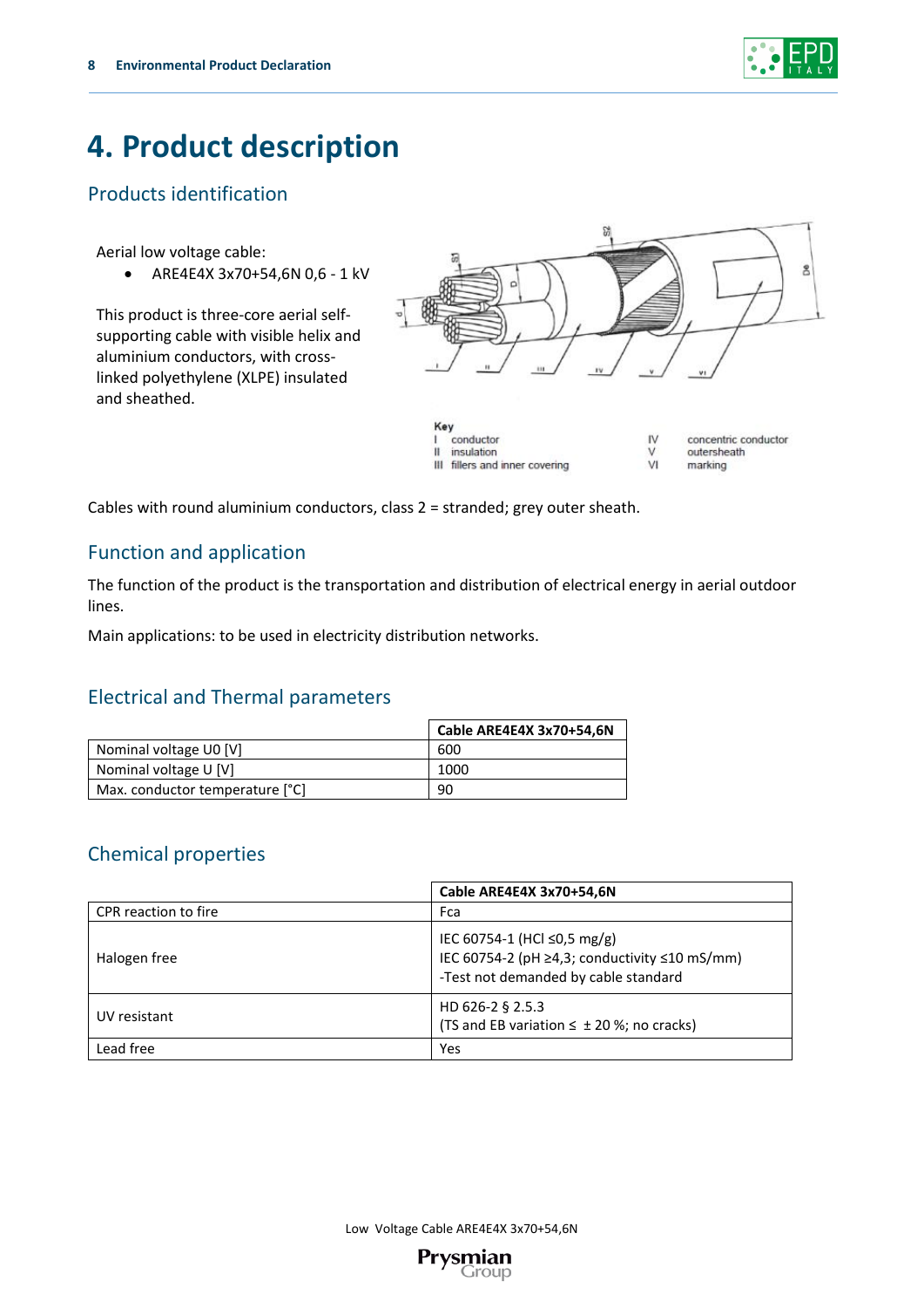# 4. Product description

## Products identification

Aerial low voltage cable:

- ARE4E4X 3x70+54,6N 0,6 - 1 kV

This product is three-core aerial self-supporting cable with visible helix and aluminium conductors, with cross-linked polyethylene (XLPE) insulated and sheathed.

Key
I conductor
II insulation
III fillers and inner covering
IV concentric conductor
V outersheath
VI marking

Cables with round aluminium conductors, class 2 = stranded; grey outer sheath.

## Function and application

The function of the product is the transportation and distribution of electrical energy in aerial outdoor lines.

Main applications: to be used in electricity distribution networks.

## Electrical and Thermal parameters

| | Cable ARE4E4X 3x70+54,6N |
|---|---|
| Nominal voltage U0 [V] | 600 |
| Nominal voltage U [V] | 1000 |
| Max. conductor temperature [°C] | 90 |

## Chemical properties

| | Cable ARE4E4X 3x70+54,6N |
|---|---|
| CPR reaction to fire | Fca |
| Halogen free | IEC 60754-1 (HCl ≤0,5 mg/g)<br>IEC 60754-2 (pH ≥4,3; conductivity ≤10 mS/mm)<br>-Test not demanded by cable standard |
| UV resistant | HD 626-2 § 2.5.3<br>(TS and EB variation ≤ ± 20 %; no cracks) |
| Lead free | Yes |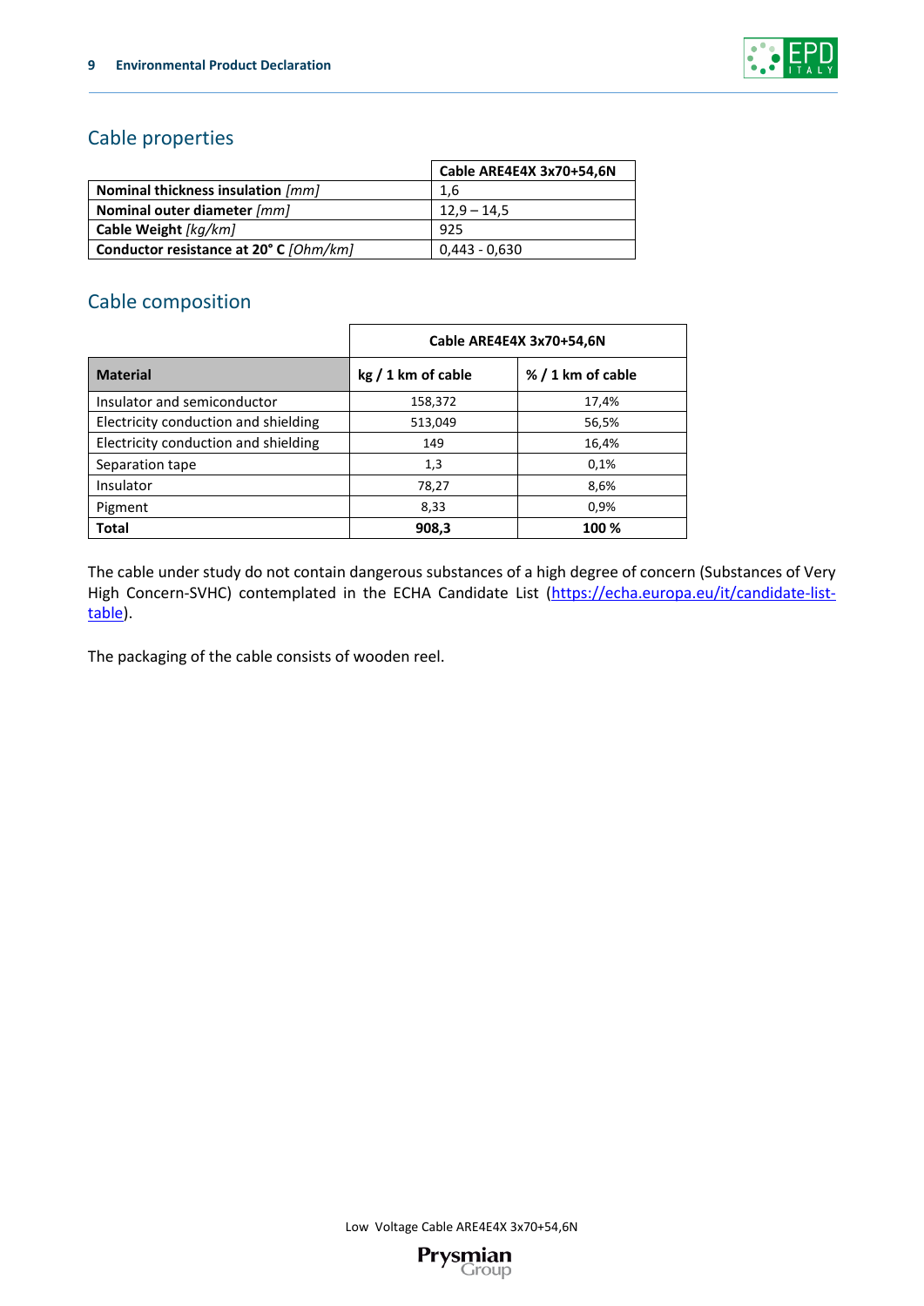## Cable properties

| | Cable ARE4E4X 3x70+54,6N |
|---|---|
| **Nominal thickness insulation** *[mm]* | 1,6 |
| **Nominal outer diameter** *[mm]* | 12,9 – 14,5 |
| **Cable Weight** *[kg/km]* | 925 |
| **Conductor resistance at 20° C** *[Ohm/km]* | 0,443 - 0,630 |

## Cable composition

| | Cable ARE4E4X 3x70+54,6N | |
|---|---|---|
| **Material** | **kg / 1 km of cable** | **% / 1 km of cable** |
| Insulator and semiconductor | 158,372 | 17,4% |
| Electricity conduction and shielding | 513,049 | 56,5% |
| Electricity conduction and shielding | 149 | 16,4% |
| Separation tape | 1,3 | 0,1% |
| Insulator | 78,27 | 8,6% |
| Pigment | 8,33 | 0,9% |
| **Total** | **908,3** | **100 %** |

The cable under study do not contain dangerous substances of a high degree of concern (Substances of Very High Concern-SVHC) contemplated in the ECHA Candidate List (https://echa.europa.eu/it/candidate-list-table).

The packaging of the cable consists of wooden reel.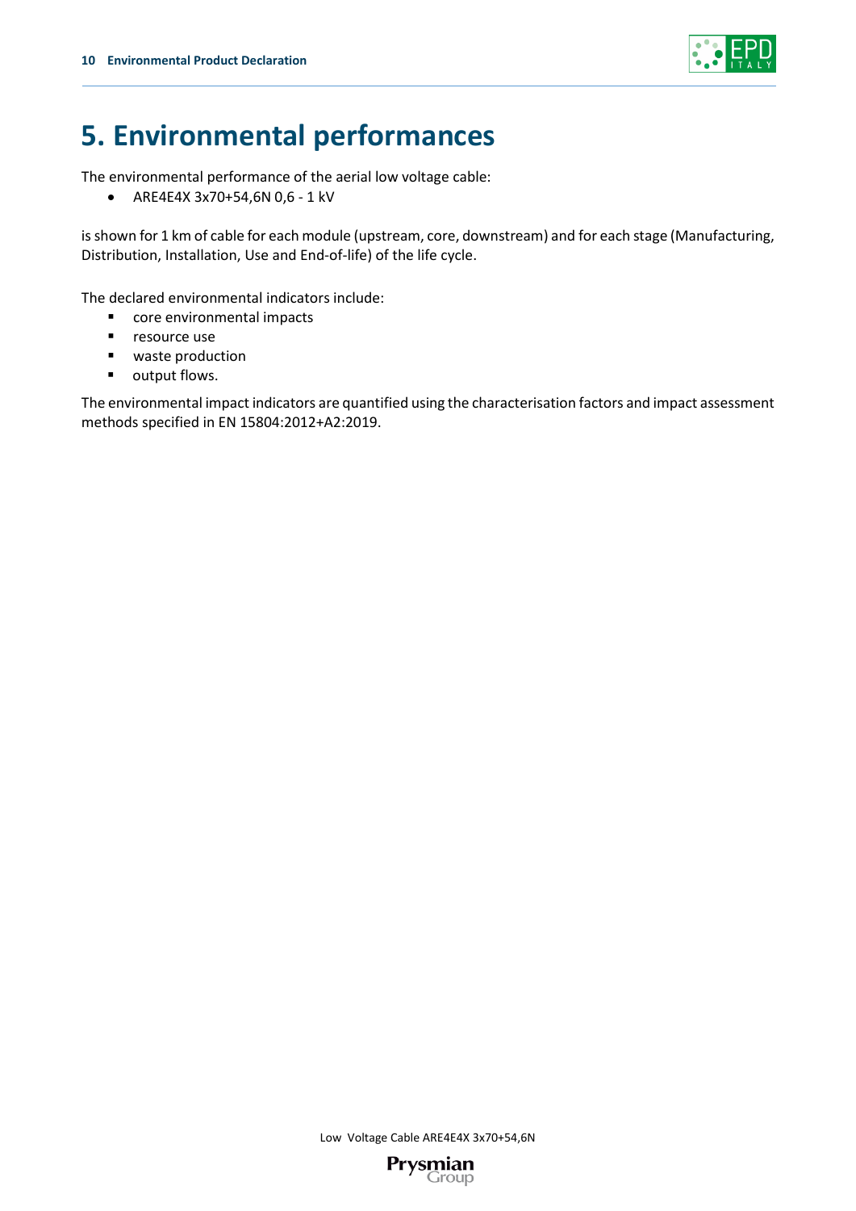# 5. Environmental performances

The environmental performance of the aerial low voltage cable:

- ARE4E4X 3x70+54,6N 0,6 - 1 kV

is shown for 1 km of cable for each module (upstream, core, downstream) and for each stage (Manufacturing, Distribution, Installation, Use and End-of-life) of the life cycle.

The declared environmental indicators include:

- core environmental impacts
- resource use
- waste production
- output flows.

The environmental impact indicators are quantified using the characterisation factors and impact assessment methods specified in EN 15804:2012+A2:2019.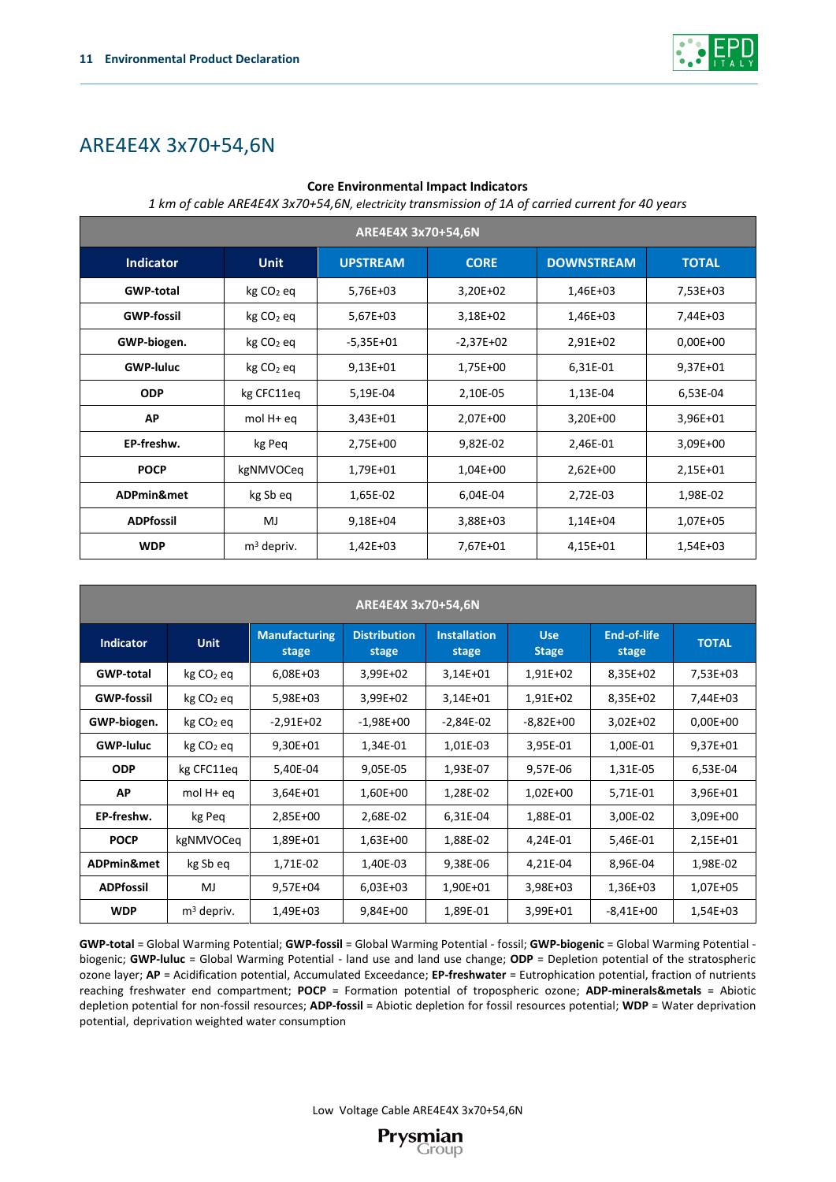# ARE4E4X 3x70+54,6N

**Core Environmental Impact Indicators**

*1 km of cable ARE4E4X 3x70+54,6N, electricity transmission of 1A of carried current for 40 years*

| ARE4E4X 3x70+54,6N | | | | | |
|---|---|---|---|---|---|
| **Indicator** | **Unit** | **UPSTREAM** | **CORE** | **DOWNSTREAM** | **TOTAL** |
| **GWP-total** | kg $CO_2$ eq | 5,76E+03 | 3,20E+02 | 1,46E+03 | 7,53E+03 |
| **GWP-fossil** | kg $CO_2$ eq | 5,67E+03 | 3,18E+02 | 1,46E+03 | 7,44E+03 |
| **GWP-biogen.** | kg $CO_2$ eq | -5,35E+01 | -2,37E+02 | 2,91E+02 | 0,00E+00 |
| **GWP-luluc** | kg $CO_2$ eq | 9,13E+01 | 1,75E+00 | 6,31E-01 | 9,37E+01 |
| **ODP** | kg CFC11eq | 5,19E-04 | 2,10E-05 | 1,13E-04 | 6,53E-04 |
| **AP** | mol H+ eq | 3,43E+01 | 2,07E+00 | 3,20E+00 | 3,96E+01 |
| **EP-freshw.** | kg Peq | 2,75E+00 | 9,82E-02 | 2,46E-01 | 3,09E+00 |
| **POCP** | kgNMVOCeq | 1,79E+01 | 1,04E+00 | 2,62E+00 | 2,15E+01 |
| **ADPmin&met** | kg Sb eq | 1,65E-02 | 6,04E-04 | 2,72E-03 | 1,98E-02 |
| **ADPfossil** | MJ | 9,18E+04 | 3,88E+03 | 1,14E+04 | 1,07E+05 |
| **WDP** | $m^3$ depriv. | 1,42E+03 | 7,67E+01 | 4,15E+01 | 1,54E+03 |

| ARE4E4X 3x70+54,6N | | | | | | | |
|---|---|---|---|---|---|---|---|
| **Indicator** | **Unit** | **Manufacturing stage** | **Distribution stage** | **Installation stage** | **Use Stage** | **End-of-life stage** | **TOTAL** |
| **GWP-total** | kg $CO_2$ eq | 6,08E+03 | 3,99E+02 | 3,14E+01 | 1,91E+02 | 8,35E+02 | 7,53E+03 |
| **GWP-fossil** | kg $CO_2$ eq | 5,98E+03 | 3,99E+02 | 3,14E+01 | 1,91E+02 | 8,35E+02 | 7,44E+03 |
| **GWP-biogen.** | kg $CO_2$ eq | -2,91E+02 | -1,98E+00 | -2,84E-02 | -8,82E+00 | 3,02E+02 | 0,00E+00 |
| **GWP-luluc** | kg $CO_2$ eq | 9,30E+01 | 1,34E-01 | 1,01E-03 | 3,95E-01 | 1,00E-01 | 9,37E+01 |
| **ODP** | kg CFC11eq | 5,40E-04 | 9,05E-05 | 1,93E-07 | 9,57E-06 | 1,31E-05 | 6,53E-04 |
| **AP** | mol H+ eq | 3,64E+01 | 1,60E+00 | 1,28E-02 | 1,02E+00 | 5,71E-01 | 3,96E+01 |
| **EP-freshw.** | kg Peq | 2,85E+00 | 2,68E-02 | 6,31E-04 | 1,88E-01 | 3,00E-02 | 3,09E+00 |
| **POCP** | kgNMVOCeq | 1,89E+01 | 1,63E+00 | 1,88E-02 | 4,24E-01 | 5,46E-01 | 2,15E+01 |
| **ADPmin&met** | kg Sb eq | 1,71E-02 | 1,40E-03 | 9,38E-06 | 4,21E-04 | 8,96E-04 | 1,98E-02 |
| **ADPfossil** | MJ | 9,57E+04 | 6,03E+03 | 1,90E+01 | 3,98E+03 | 1,36E+03 | 1,07E+05 |
| **WDP** | $m^3$ depriv. | 1,49E+03 | 9,84E+00 | 1,89E-01 | 3,99E+01 | -8,41E+00 | 1,54E+03 |

**GWP-total** = Global Warming Potential; **GWP-fossil** = Global Warming Potential - fossil; **GWP-biogenic** = Global Warming Potential - biogenic; **GWP-luluc** = Global Warming Potential - land use and land use change; **ODP** = Depletion potential of the stratospheric ozone layer; **AP** = Acidification potential, Accumulated Exceedance; **EP-freshwater** = Eutrophication potential, fraction of nutrients reaching freshwater end compartment; **POCP** = Formation potential of tropospheric ozone; **ADP-minerals&metals** = Abiotic depletion potential for non-fossil resources; **ADP-fossil** = Abiotic depletion for fossil resources potential; **WDP** = Water deprivation potential, deprivation weighted water consumption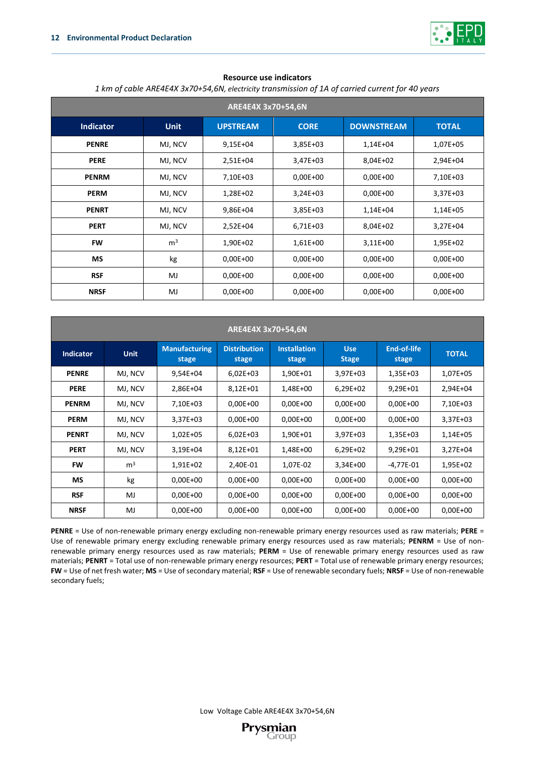**Resource use indicators**

*1 km of cable ARE4E4X 3x70+54,6N, electricity transmission of 1A of carried current for 40 years*

| ARE4E4X 3x70+54,6N | | | | | |
|---|---|---|---|---|---|
| **Indicator** | **Unit** | **UPSTREAM** | **CORE** | **DOWNSTREAM** | **TOTAL** |
| **PENRE** | MJ, NCV | 9,15E+04 | 3,85E+03 | 1,14E+04 | 1,07E+05 |
| **PERE** | MJ, NCV | 2,51E+04 | 3,47E+03 | 8,04E+02 | 2,94E+04 |
| **PENRM** | MJ, NCV | 7,10E+03 | 0,00E+00 | 0,00E+00 | 7,10E+03 |
| **PERM** | MJ, NCV | 1,28E+02 | 3,24E+03 | 0,00E+00 | 3,37E+03 |
| **PENRT** | MJ, NCV | 9,86E+04 | 3,85E+03 | 1,14E+04 | 1,14E+05 |
| **PERT** | MJ, NCV | 2,52E+04 | 6,71E+03 | 8,04E+02 | 3,27E+04 |
| **FW** | $m^3$ | 1,90E+02 | 1,61E+00 | 3,11E+00 | 1,95E+02 |
| **MS** | kg | 0,00E+00 | 0,00E+00 | 0,00E+00 | 0,00E+00 |
| **RSF** | MJ | 0,00E+00 | 0,00E+00 | 0,00E+00 | 0,00E+00 |
| **NRSF** | MJ | 0,00E+00 | 0,00E+00 | 0,00E+00 | 0,00E+00 |

| ARE4E4X 3x70+54,6N | | | | | | | |
|---|---|---|---|---|---|---|---|
| **Indicator** | **Unit** | **Manufacturing stage** | **Distribution stage** | **Installation stage** | **Use Stage** | **End-of-life stage** | **TOTAL** |
| **PENRE** | MJ, NCV | 9,54E+04 | 6,02E+03 | 1,90E+01 | 3,97E+03 | 1,35E+03 | 1,07E+05 |
| **PERE** | MJ, NCV | 2,86E+04 | 8,12E+01 | 1,48E+00 | 6,29E+02 | 9,29E+01 | 2,94E+04 |
| **PENRM** | MJ, NCV | 7,10E+03 | 0,00E+00 | 0,00E+00 | 0,00E+00 | 0,00E+00 | 7,10E+03 |
| **PERM** | MJ, NCV | 3,37E+03 | 0,00E+00 | 0,00E+00 | 0,00E+00 | 0,00E+00 | 3,37E+03 |
| **PENRT** | MJ, NCV | 1,02E+05 | 6,02E+03 | 1,90E+01 | 3,97E+03 | 1,35E+03 | 1,14E+05 |
| **PERT** | MJ, NCV | 3,19E+04 | 8,12E+01 | 1,48E+00 | 6,29E+02 | 9,29E+01 | 3,27E+04 |
| **FW** | $m^3$ | 1,91E+02 | 2,40E-01 | 1,07E-02 | 3,34E+00 | -4,77E-01 | 1,95E+02 |
| **MS** | kg | 0,00E+00 | 0,00E+00 | 0,00E+00 | 0,00E+00 | 0,00E+00 | 0,00E+00 |
| **RSF** | MJ | 0,00E+00 | 0,00E+00 | 0,00E+00 | 0,00E+00 | 0,00E+00 | 0,00E+00 |
| **NRSF** | MJ | 0,00E+00 | 0,00E+00 | 0,00E+00 | 0,00E+00 | 0,00E+00 | 0,00E+00 |

**PENRE** = Use of non-renewable primary energy excluding non-renewable primary energy resources used as raw materials; **PERE** = Use of renewable primary energy excluding renewable primary energy resources used as raw materials; **PENRM** = Use of non-renewable primary energy resources used as raw materials; **PERM** = Use of renewable primary energy resources used as raw materials; **PENRT** = Total use of non-renewable primary energy resources; **PERT** = Total use of renewable primary energy resources; **FW** = Use of net fresh water; **MS** = Use of secondary material; **RSF** = Use of renewable secondary fuels; **NRSF** = Use of non-renewable secondary fuels;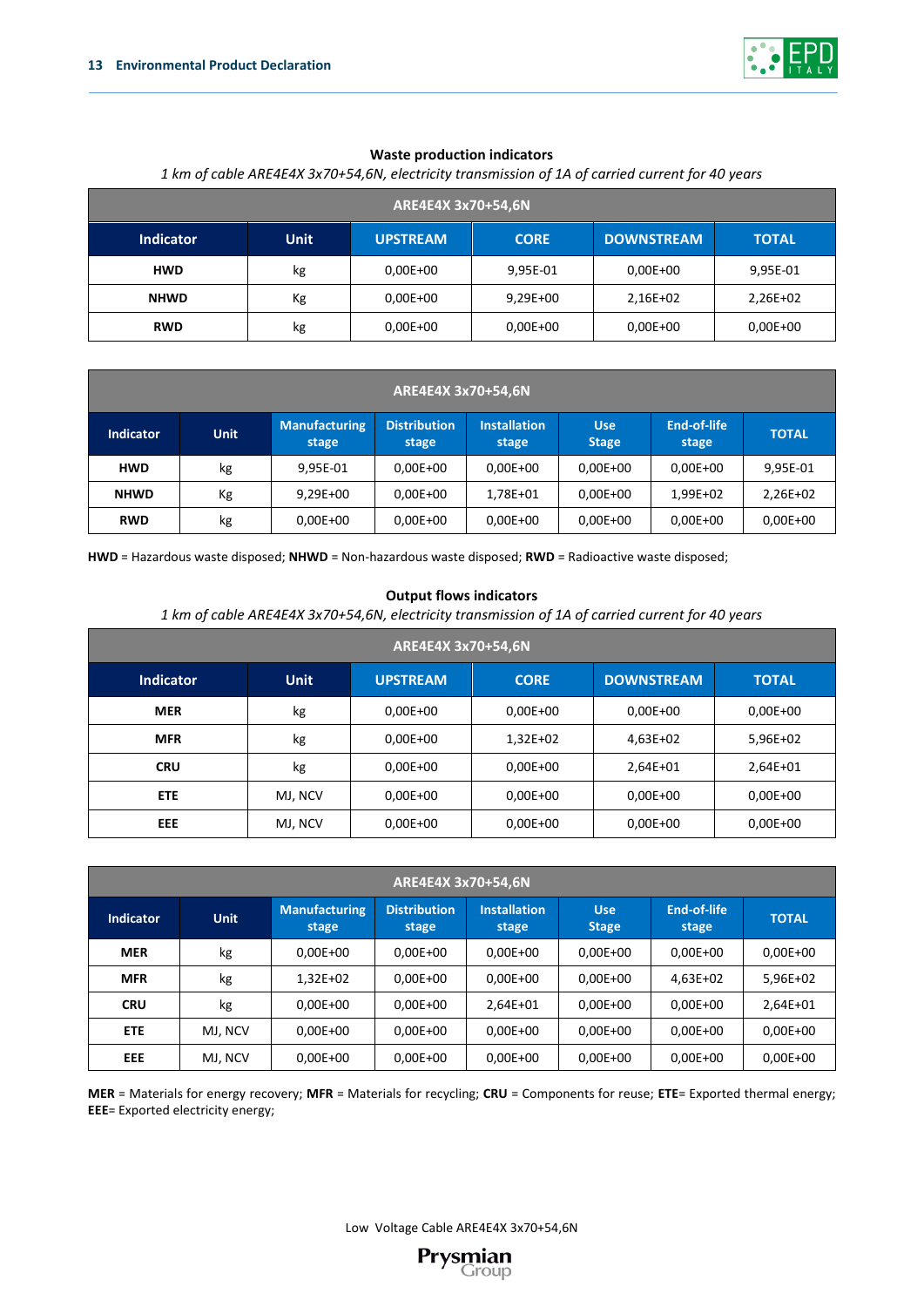**Waste production indicators**

*1 km of cable ARE4E4X 3x70+54,6N, electricity transmission of 1A of carried current for 40 years*

| ARE4E4X 3x70+54,6N | | | | | |
|---|---|---|---|---|---|
| **Indicator** | **Unit** | **UPSTREAM** | **CORE** | **DOWNSTREAM** | **TOTAL** |
| **HWD** | kg | 0,00E+00 | 9,95E-01 | 0,00E+00 | 9,95E-01 |
| **NHWD** | Kg | 0,00E+00 | 9,29E+00 | 2,16E+02 | 2,26E+02 |
| **RWD** | kg | 0,00E+00 | 0,00E+00 | 0,00E+00 | 0,00E+00 |

| ARE4E4X 3x70+54,6N | | | | | | | |
|---|---|---|---|---|---|---|---|
| **Indicator** | **Unit** | **Manufacturing stage** | **Distribution stage** | **Installation stage** | **Use Stage** | **End-of-life stage** | **TOTAL** |
| **HWD** | kg | 9,95E-01 | 0,00E+00 | 0,00E+00 | 0,00E+00 | 0,00E+00 | 9,95E-01 |
| **NHWD** | Kg | 9,29E+00 | 0,00E+00 | 1,78E+01 | 0,00E+00 | 1,99E+02 | 2,26E+02 |
| **RWD** | kg | 0,00E+00 | 0,00E+00 | 0,00E+00 | 0,00E+00 | 0,00E+00 | 0,00E+00 |

**HWD** = Hazardous waste disposed; **NHWD** = Non-hazardous waste disposed; **RWD** = Radioactive waste disposed;

**Output flows indicators**

*1 km of cable ARE4E4X 3x70+54,6N, electricity transmission of 1A of carried current for 40 years*

| ARE4E4X 3x70+54,6N | | | | | |
|---|---|---|---|---|---|
| **Indicator** | **Unit** | **UPSTREAM** | **CORE** | **DOWNSTREAM** | **TOTAL** |
| **MER** | kg | 0,00E+00 | 0,00E+00 | 0,00E+00 | 0,00E+00 |
| **MFR** | kg | 0,00E+00 | 1,32E+02 | 4,63E+02 | 5,96E+02 |
| **CRU** | kg | 0,00E+00 | 0,00E+00 | 2,64E+01 | 2,64E+01 |
| **ETE** | MJ, NCV | 0,00E+00 | 0,00E+00 | 0,00E+00 | 0,00E+00 |
| **EEE** | MJ, NCV | 0,00E+00 | 0,00E+00 | 0,00E+00 | 0,00E+00 |

| ARE4E4X 3x70+54,6N | | | | | | | |
|---|---|---|---|---|---|---|---|
| **Indicator** | **Unit** | **Manufacturing stage** | **Distribution stage** | **Installation stage** | **Use Stage** | **End-of-life stage** | **TOTAL** |
| **MER** | kg | 0,00E+00 | 0,00E+00 | 0,00E+00 | 0,00E+00 | 0,00E+00 | 0,00E+00 |
| **MFR** | kg | 1,32E+02 | 0,00E+00 | 0,00E+00 | 0,00E+00 | 4,63E+02 | 5,96E+02 |
| **CRU** | kg | 0,00E+00 | 0,00E+00 | 2,64E+01 | 0,00E+00 | 0,00E+00 | 2,64E+01 |
| **ETE** | MJ, NCV | 0,00E+00 | 0,00E+00 | 0,00E+00 | 0,00E+00 | 0,00E+00 | 0,00E+00 |
| **EEE** | MJ, NCV | 0,00E+00 | 0,00E+00 | 0,00E+00 | 0,00E+00 | 0,00E+00 | 0,00E+00 |

**MER** = Materials for energy recovery; **MFR** = Materials for recycling; **CRU** = Components for reuse; **ETE**= Exported thermal energy; **EEE**= Exported electricity energy;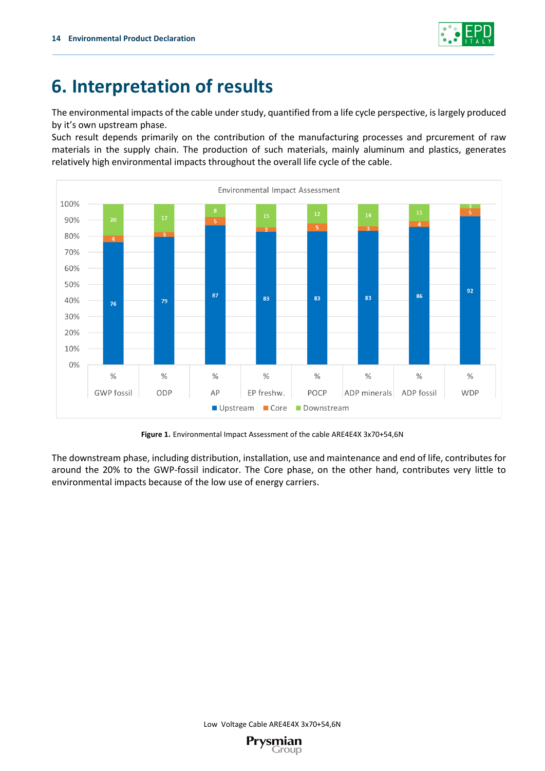# 6. Interpretation of results

The environmental impacts of the cable under study, quantified from a life cycle perspective, is largely produced by it's own upstream phase.
Such result depends primarily on the contribution of the manufacturing processes and prcurement of raw materials in the supply chain. The production of such materials, mainly aluminum and plastics, generates relatively high environmental impacts throughout the overall life cycle of the cable.

**Environmental Impact Assessment**

| | GWP fossil | ODP | AP | EP freshw. | POCP | ADP minerals | ADP fossil | WDP |
|---|---|---|---|---|---|---|---|---|
| | % | % | % | % | % | % | % | % |
| Upstream | 76 | 79 | 87 | 83 | 83 | 83 | 86 | 92 |
| Core | 4 | 3 | 5 | 3 | 5 | 3 | 4 | 5 |
| Downstream | 20 | 17 | 8 | 15 | 12 | 14 | 11 | 3 |

**Figure 1.** Environmental Impact Assessment of the cable ARE4E4X 3x70+54,6N

The downstream phase, including distribution, installation, use and maintenance and end of life, contributes for around the 20% to the GWP-fossil indicator. The Core phase, on the other hand, contributes very little to environmental impacts because of the low use of energy carriers.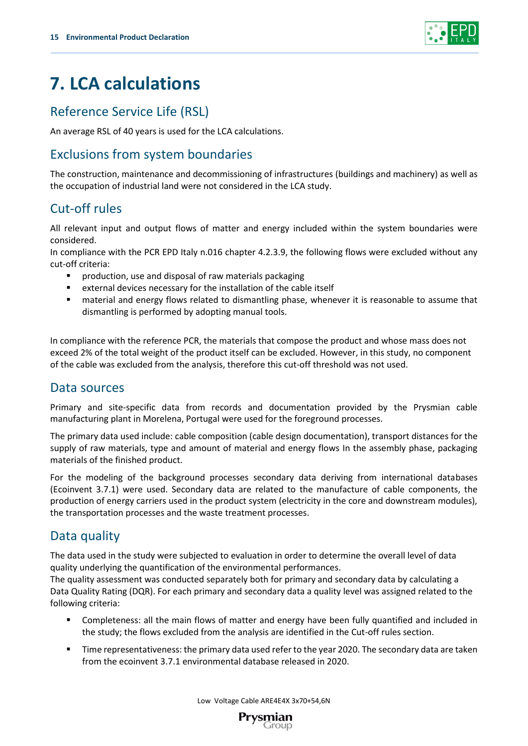# 7. LCA calculations

## Reference Service Life (RSL)

An average RSL of 40 years is used for the LCA calculations.

## Exclusions from system boundaries

The construction, maintenance and decommissioning of infrastructures (buildings and machinery) as well as the occupation of industrial land were not considered in the LCA study.

## Cut-off rules

All relevant input and output flows of matter and energy included within the system boundaries were considered.
In compliance with the PCR EPD Italy n.016 chapter 4.2.3.9, the following flows were excluded without any cut-off criteria:

- production, use and disposal of raw materials packaging
- external devices necessary for the installation of the cable itself
- material and energy flows related to dismantling phase, whenever it is reasonable to assume that dismantling is performed by adopting manual tools.

In compliance with the reference PCR, the materials that compose the product and whose mass does not exceed 2% of the total weight of the product itself can be excluded. However, in this study, no component of the cable was excluded from the analysis, therefore this cut-off threshold was not used.

## Data sources

Primary and site-specific data from records and documentation provided by the Prysmian cable manufacturing plant in Morelena, Portugal were used for the foreground processes.

The primary data used include: cable composition (cable design documentation), transport distances for the supply of raw materials, type and amount of material and energy flows In the assembly phase, packaging materials of the finished product.

For the modeling of the background processes secondary data deriving from international databases (Ecoinvent 3.7.1) were used. Secondary data are related to the manufacture of cable components, the production of energy carriers used in the product system (electricity in the core and downstream modules), the transportation processes and the waste treatment processes.

## Data quality

The data used in the study were subjected to evaluation in order to determine the overall level of data quality underlying the quantification of the environmental performances.
The quality assessment was conducted separately both for primary and secondary data by calculating a Data Quality Rating (DQR). For each primary and secondary data a quality level was assigned related to the following criteria:

- Completeness: all the main flows of matter and energy have been fully quantified and included in the study; the flows excluded from the analysis are identified in the Cut-off rules section.
- Time representativeness: the primary data used refer to the year 2020. The secondary data are taken from the ecoinvent 3.7.1 environmental database released in 2020.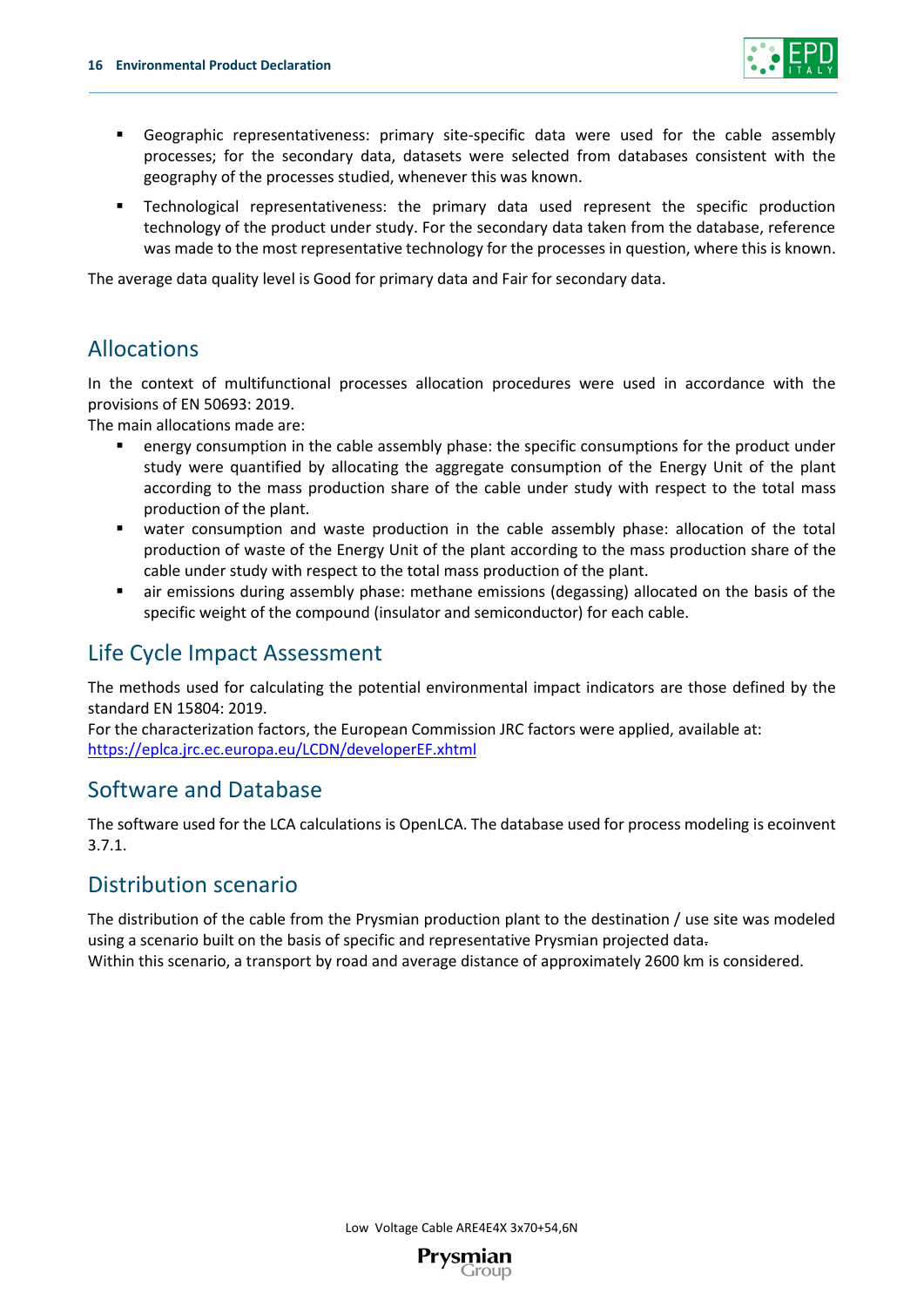- Geographic representativeness: primary site-specific data were used for the cable assembly processes; for the secondary data, datasets were selected from databases consistent with the geography of the processes studied, whenever this was known.
- Technological representativeness: the primary data used represent the specific production technology of the product under study. For the secondary data taken from the database, reference was made to the most representative technology for the processes in question, where this is known.

The average data quality level is Good for primary data and Fair for secondary data.

## Allocations

In the context of multifunctional processes allocation procedures were used in accordance with the provisions of EN 50693: 2019.

The main allocations made are:

- energy consumption in the cable assembly phase: the specific consumptions for the product under study were quantified by allocating the aggregate consumption of the Energy Unit of the plant according to the mass production share of the cable under study with respect to the total mass production of the plant.
- water consumption and waste production in the cable assembly phase: allocation of the total production of waste of the Energy Unit of the plant according to the mass production share of the cable under study with respect to the total mass production of the plant.
- air emissions during assembly phase: methane emissions (degassing) allocated on the basis of the specific weight of the compound (insulator and semiconductor) for each cable.

## Life Cycle Impact Assessment

The methods used for calculating the potential environmental impact indicators are those defined by the standard EN 15804: 2019.

For the characterization factors, the European Commission JRC factors were applied, available at: https://eplca.jrc.ec.europa.eu/LCDN/developerEF.xhtml

## Software and Database

The software used for the LCA calculations is OpenLCA. The database used for process modeling is ecoinvent 3.7.1.

## Distribution scenario

The distribution of the cable from the Prysmian production plant to the destination / use site was modeled using a scenario built on the basis of specific and representative Prysmian projected data.

Within this scenario, a transport by road and average distance of approximately 2600 km is considered.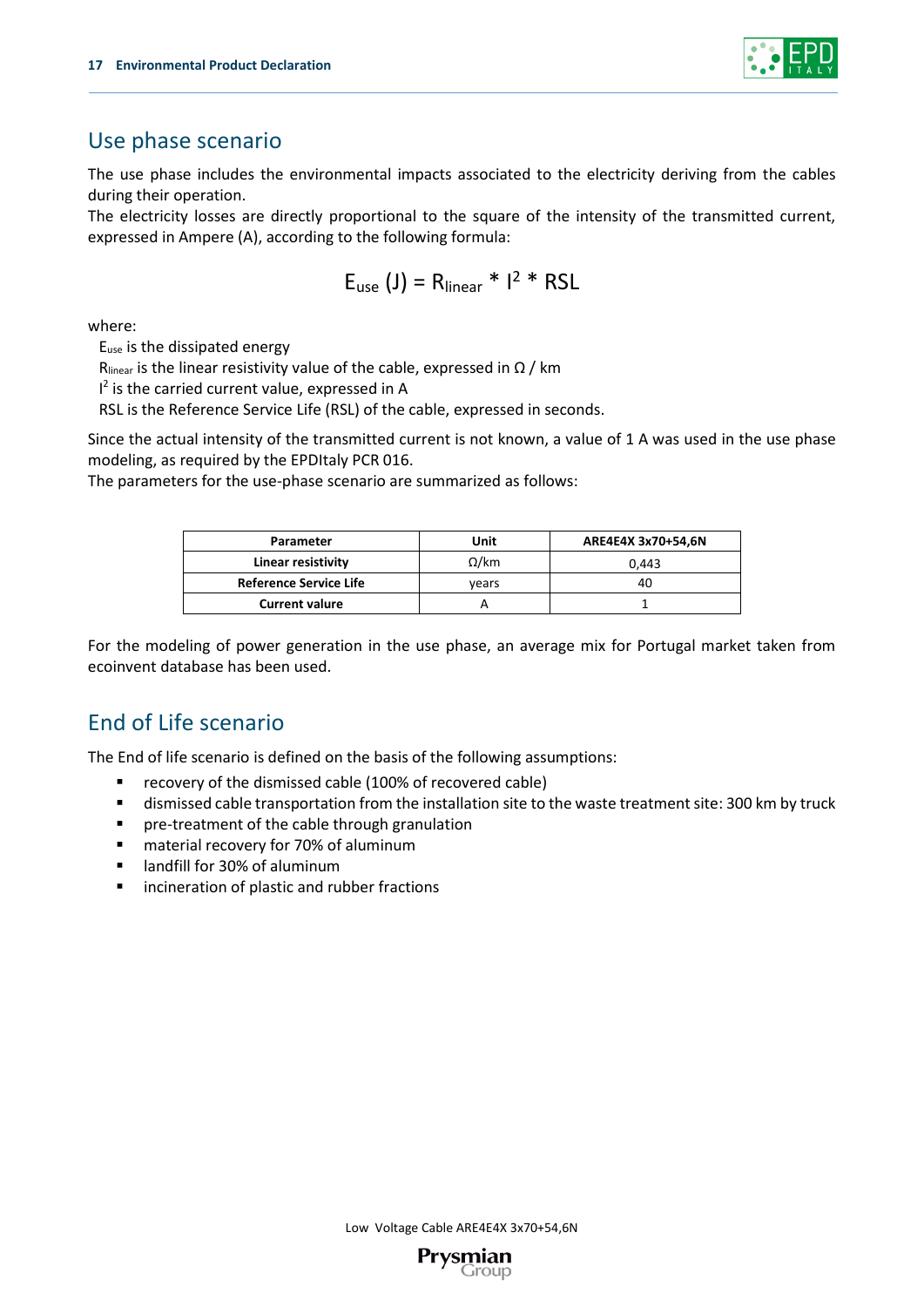## Use phase scenario

The use phase includes the environmental impacts associated to the electricity deriving from the cables during their operation.
The electricity losses are directly proportional to the square of the intensity of the transmitted current, expressed in Ampere (A), according to the following formula:

$$E_{use}\ (J) = R_{linear} * I^2 * RSL$$

where:

$E_{use}$ is the dissipated energy
$R_{linear}$ is the linear resistivity value of the cable, expressed in Ω / km
$I^2$ is the carried current value, expressed in A
RSL is the Reference Service Life (RSL) of the cable, expressed in seconds.

Since the actual intensity of the transmitted current is not known, a value of 1 A was used in the use phase modeling, as required by the EPDItaly PCR 016.
The parameters for the use-phase scenario are summarized as follows:

| Parameter | Unit | ARE4E4X 3x70+54,6N |
|---|---|---|
| Linear resistivity | Ω/km | 0,443 |
| Reference Service Life | years | 40 |
| Current valure | A | 1 |

For the modeling of power generation in the use phase, an average mix for Portugal market taken from ecoinvent database has been used.

## End of Life scenario

The End of life scenario is defined on the basis of the following assumptions:

- recovery of the dismissed cable (100% of recovered cable)
- dismissed cable transportation from the installation site to the waste treatment site: 300 km by truck
- pre-treatment of the cable through granulation
- material recovery for 70% of aluminum
- landfill for 30% of aluminum
- incineration of plastic and rubber fractions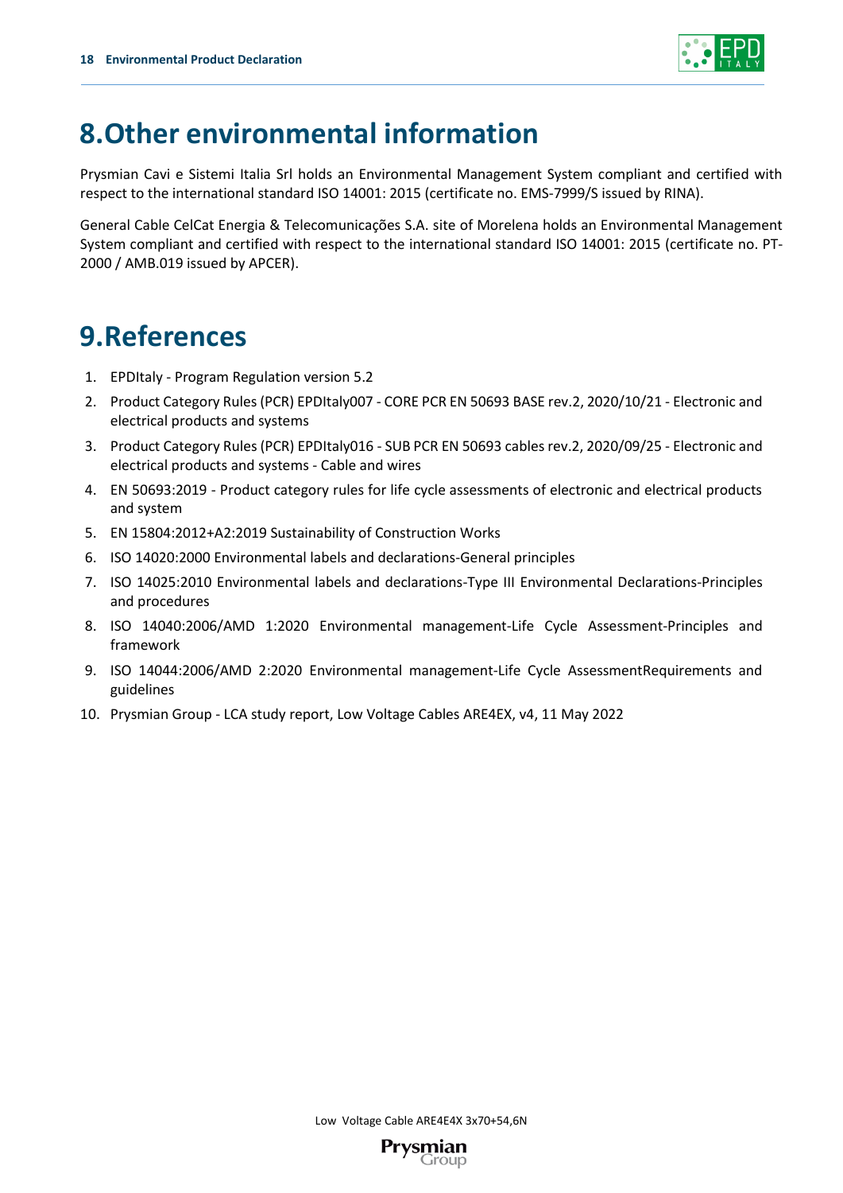# 8. Other environmental information

Prysmian Cavi e Sistemi Italia Srl holds an Environmental Management System compliant and certified with respect to the international standard ISO 14001: 2015 (certificate no. EMS-7999/S issued by RINA).

General Cable CelCat Energia & Telecomunicações S.A. site of Morelena holds an Environmental Management System compliant and certified with respect to the international standard ISO 14001: 2015 (certificate no. PT-2000 / AMB.019 issued by APCER).

# 9. References

1. EPDItaly - Program Regulation version 5.2
2. Product Category Rules (PCR) EPDItaly007 - CORE PCR EN 50693 BASE rev.2, 2020/10/21 - Electronic and electrical products and systems
3. Product Category Rules (PCR) EPDItaly016 - SUB PCR EN 50693 cables rev.2, 2020/09/25 - Electronic and electrical products and systems - Cable and wires
4. EN 50693:2019 - Product category rules for life cycle assessments of electronic and electrical products and system
5. EN 15804:2012+A2:2019 Sustainability of Construction Works
6. ISO 14020:2000 Environmental labels and declarations-General principles
7. ISO 14025:2010 Environmental labels and declarations-Type III Environmental Declarations-Principles and procedures
8. ISO 14040:2006/AMD 1:2020 Environmental management-Life Cycle Assessment-Principles and framework
9. ISO 14044:2006/AMD 2:2020 Environmental management-Life Cycle AssessmentRequirements and guidelines
10. Prysmian Group - LCA study report, Low Voltage Cables ARE4EX, v4, 11 May 2022